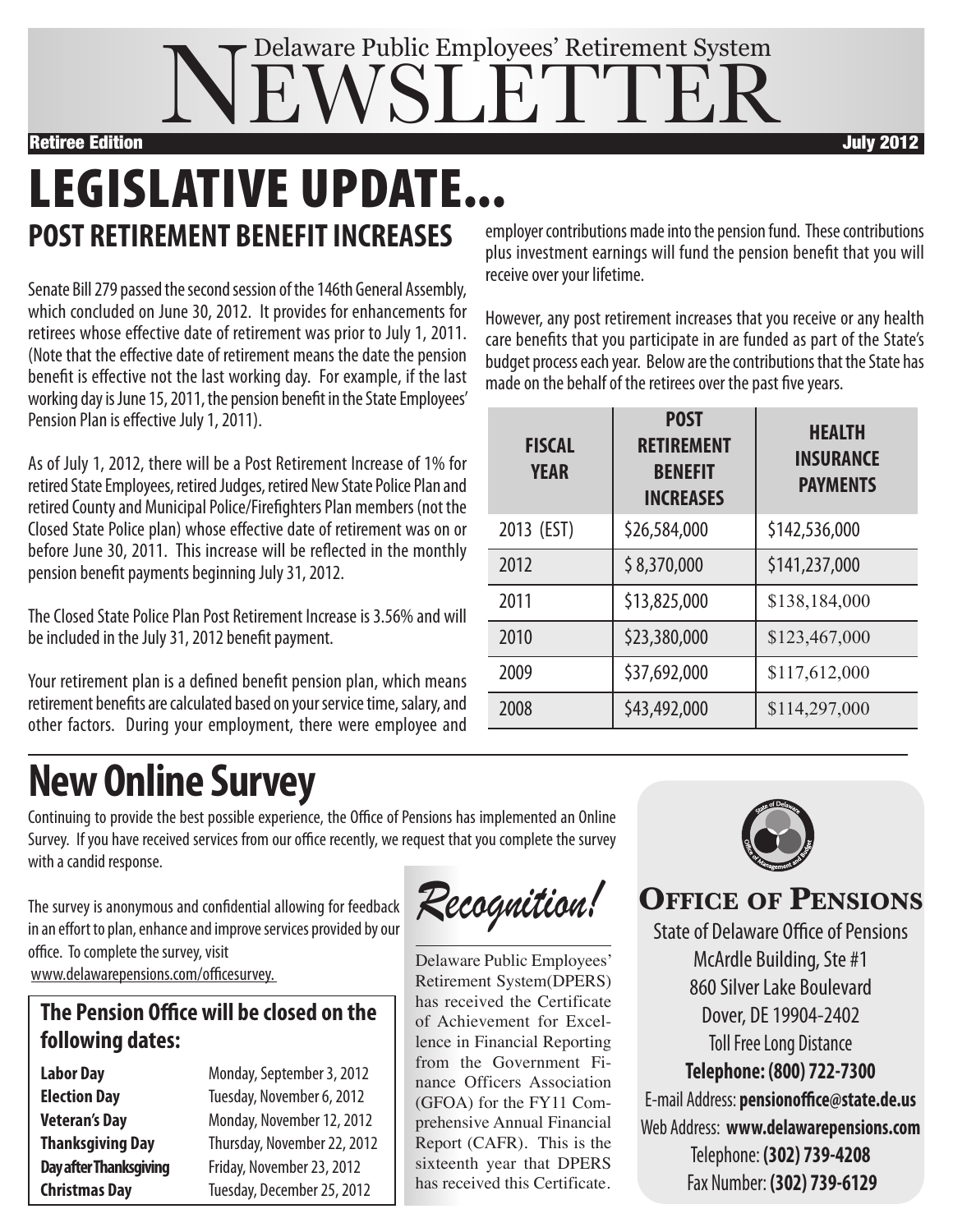# Delaware Public Employees' Retirement System NEWSLETTER

**Retiree Edition** — **July 2012**

# LEGISLATIVE UPDATE...

## POST RETIREMENT BENEFIT INCREASES

Senate Bill 279 passed the second session of the 146th General Assembly, which concluded on June 30, 2012. It provides for enhancements for retirees whose effective date of retirement was prior to July 1, 2011. (Note that the effective date of retirement means the date the pension benefit is effective not the last working day. For example, if the last working day is June 15, 2011, the pension benefit in the State Employees' Pension Plan is effective July 1, 2011).

As of July 1, 2012, there will be a Post Retirement Increase of 1% for retired State Employees, retired Judges, retired New State Police Plan and retired County and Municipal Police/Firefighters Plan members (not the Closed State Police plan) whose effective date of retirement was on or before June 30, 2011. This increase will be reflected in the monthly pension benefit payments beginning July 31, 2012.

The Closed State Police Plan Post Retirement Increase is 3.56% and will be included in the July 31, 2012 benefit payment.

Your retirement plan is a defined benefit pension plan, which means retirement benefits are calculated based on your service time, salary, and other factors. During your employment, there were employee and employer contributions made into the pension fund. These contributions plus investment earnings will fund the pension benefit that you will receive over your lifetime.

However, any post retirement increases that you receive or any health care benefits that you participate in are funded as part of the State's budget process each year. Below are the contributions that the State has made on the behalf of the retirees over the past five years.

| FISCAL YEAR | POST RETIREMENT BENEFIT INCREASES | HEALTH INSURANCE PAYMENTS |
|---|---|---|
| 2013 (EST) | $26,584,000 | $142,536,000 |
| 2012 | $ 8,370,000 | $141,237,000 |
| 2011 | $13,825,000 | $138,184,000 |
| 2010 | $23,380,000 | $123,467,000 |
| 2009 | $37,692,000 | $117,612,000 |
| 2008 | $43,492,000 | $114,297,000 |

# New Online Survey

Continuing to provide the best possible experience, the Office of Pensions has implemented an Online Survey. If you have received services from our office recently, we request that you complete the survey with a candid response.

The survey is anonymous and confidential allowing for feedback in an effort to plan, enhance and improve services provided by our office. To complete the survey, visit www.delawarepensions.com/officesurvey.

### The Pension Office will be closed on the following dates:

| | |
|---|---|
| **Labor Day** | Monday, September 3, 2012 |
| **Election Day** | Tuesday, November 6, 2012 |
| **Veteran's Day** | Monday, November 12, 2012 |
| **Thanksgiving Day** | Thursday, November 22, 2012 |
| **Day after Thanksgiving** | Friday, November 23, 2012 |
| **Christmas Day** | Tuesday, December 25, 2012 |

## *Recognition!*

Delaware Public Employees' Retirement System(DPERS) has received the Certificate of Achievement for Excellence in Financial Reporting from the Government Finance Officers Association (GFOA) for the FY11 Comprehensive Annual Financial Report (CAFR). This is the sixteenth year that DPERS has received this Certificate.

## OFFICE OF PENSIONS

State of Delaware Office of Pensions
McArdle Building, Ste #1
860 Silver Lake Boulevard
Dover, DE 19904-2402
Toll Free Long Distance
**Telephone: (800) 722-7300**
E-mail Address: **pensionoffice@state.de.us**
Web Address: **www.delawarepensions.com**
Telephone: **(302) 739-4208**
Fax Number: **(302) 739-6129**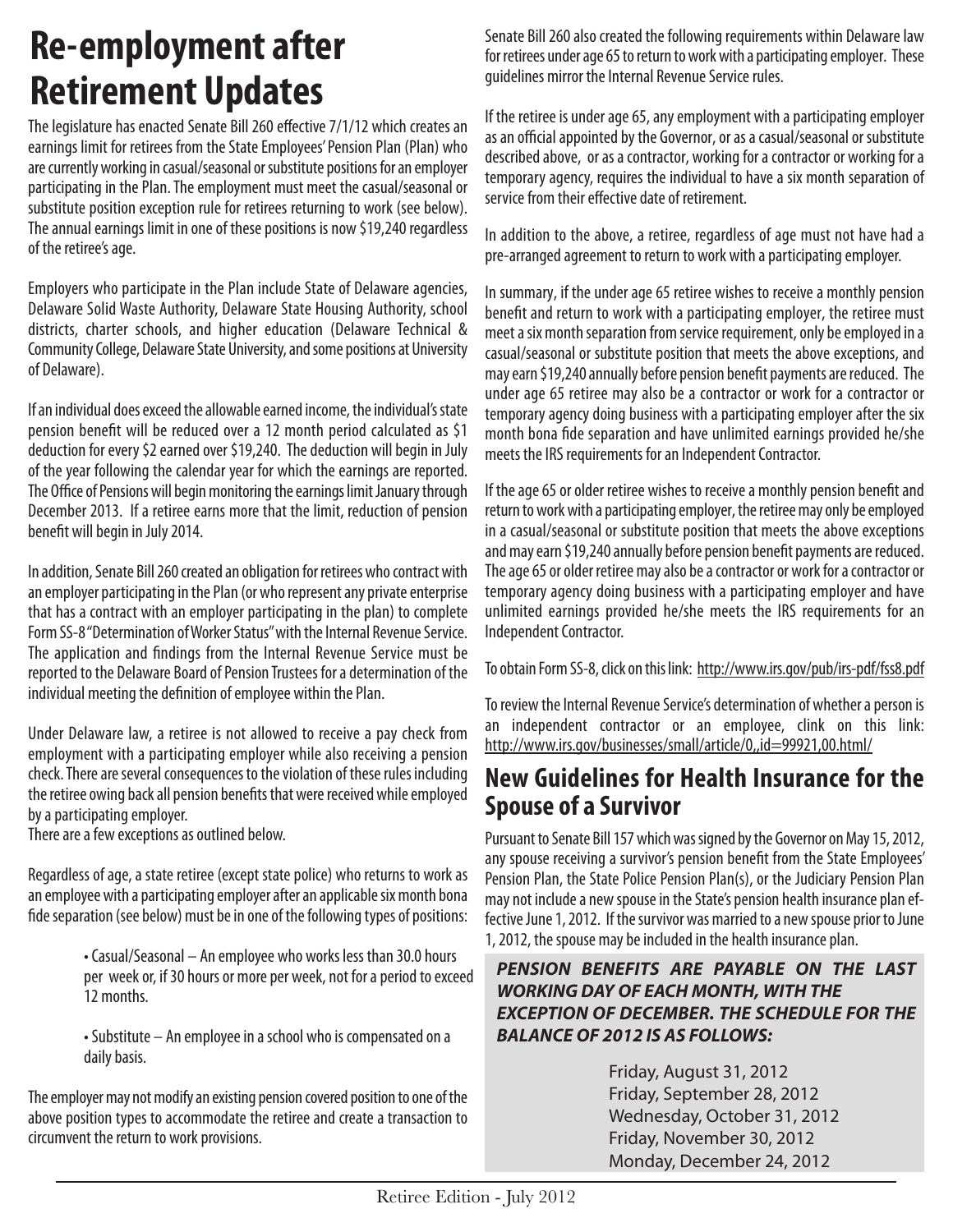# Re-employment after Retirement Updates

The legislature has enacted Senate Bill 260 effective 7/1/12 which creates an earnings limit for retirees from the State Employees' Pension Plan (Plan) who are currently working in casual/seasonal or substitute positions for an employer participating in the Plan. The employment must meet the casual/seasonal or substitute position exception rule for retirees returning to work (see below). The annual earnings limit in one of these positions is now $19,240 regardless of the retiree's age.

Employers who participate in the Plan include State of Delaware agencies, Delaware Solid Waste Authority, Delaware State Housing Authority, school districts, charter schools, and higher education (Delaware Technical & Community College, Delaware State University, and some positions at University of Delaware).

If an individual does exceed the allowable earned income, the individual's state pension benefit will be reduced over a 12 month period calculated as $1 deduction for every $2 earned over $19,240. The deduction will begin in July of the year following the calendar year for which the earnings are reported. The Office of Pensions will begin monitoring the earnings limit January through December 2013. If a retiree earns more that the limit, reduction of pension benefit will begin in July 2014.

In addition, Senate Bill 260 created an obligation for retirees who contract with an employer participating in the Plan (or who represent any private enterprise that has a contract with an employer participating in the plan) to complete Form SS-8 "Determination of Worker Status" with the Internal Revenue Service. The application and findings from the Internal Revenue Service must be reported to the Delaware Board of Pension Trustees for a determination of the individual meeting the definition of employee within the Plan.

Under Delaware law, a retiree is not allowed to receive a pay check from employment with a participating employer while also receiving a pension check. There are several consequences to the violation of these rules including the retiree owing back all pension benefits that were received while employed by a participating employer.
There are a few exceptions as outlined below.

Regardless of age, a state retiree (except state police) who returns to work as an employee with a participating employer after an applicable six month bona fide separation (see below) must be in one of the following types of positions:

- Casual/Seasonal – An employee who works less than 30.0 hours per week or, if 30 hours or more per week, not for a period to exceed 12 months.
- Substitute – An employee in a school who is compensated on a daily basis.

The employer may not modify an existing pension covered position to one of the above position types to accommodate the retiree and create a transaction to circumvent the return to work provisions.

Senate Bill 260 also created the following requirements within Delaware law for retirees under age 65 to return to work with a participating employer. These guidelines mirror the Internal Revenue Service rules.

If the retiree is under age 65, any employment with a participating employer as an official appointed by the Governor, or as a casual/seasonal or substitute described above, or as a contractor, working for a contractor or working for a temporary agency, requires the individual to have a six month separation of service from their effective date of retirement.

In addition to the above, a retiree, regardless of age must not have had a pre-arranged agreement to return to work with a participating employer.

In summary, if the under age 65 retiree wishes to receive a monthly pension benefit and return to work with a participating employer, the retiree must meet a six month separation from service requirement, only be employed in a casual/seasonal or substitute position that meets the above exceptions, and may earn $19,240 annually before pension benefit payments are reduced. The under age 65 retiree may also be a contractor or work for a contractor or temporary agency doing business with a participating employer after the six month bona fide separation and have unlimited earnings provided he/she meets the IRS requirements for an Independent Contractor.

If the age 65 or older retiree wishes to receive a monthly pension benefit and return to work with a participating employer, the retiree may only be employed in a casual/seasonal or substitute position that meets the above exceptions and may earn $19,240 annually before pension benefit payments are reduced. The age 65 or older retiree may also be a contractor or work for a contractor or temporary agency doing business with a participating employer and have unlimited earnings provided he/she meets the IRS requirements for an Independent Contractor.

To obtain Form SS-8, click on this link: http://www.irs.gov/pub/irs-pdf/fss8.pdf

To review the Internal Revenue Service's determination of whether a person is an independent contractor or an employee, clink on this link: http://www.irs.gov/businesses/small/article/0,,id=99921,00.html/

## New Guidelines for Health Insurance for the Spouse of a Survivor

Pursuant to Senate Bill 157 which was signed by the Governor on May 15, 2012, any spouse receiving a survivor's pension benefit from the State Employees' Pension Plan, the State Police Pension Plan(s), or the Judiciary Pension Plan may not include a new spouse in the State's pension health insurance plan effective June 1, 2012. If the survivor was married to a new spouse prior to June 1, 2012, the spouse may be included in the health insurance plan.

***PENSION BENEFITS ARE PAYABLE ON THE LAST WORKING DAY OF EACH MONTH, WITH THE EXCEPTION OF DECEMBER. THE SCHEDULE FOR THE BALANCE OF 2012 IS AS FOLLOWS:***

Friday, August 31, 2012
Friday, September 28, 2012
Wednesday, October 31, 2012
Friday, November 30, 2012
Monday, December 24, 2012